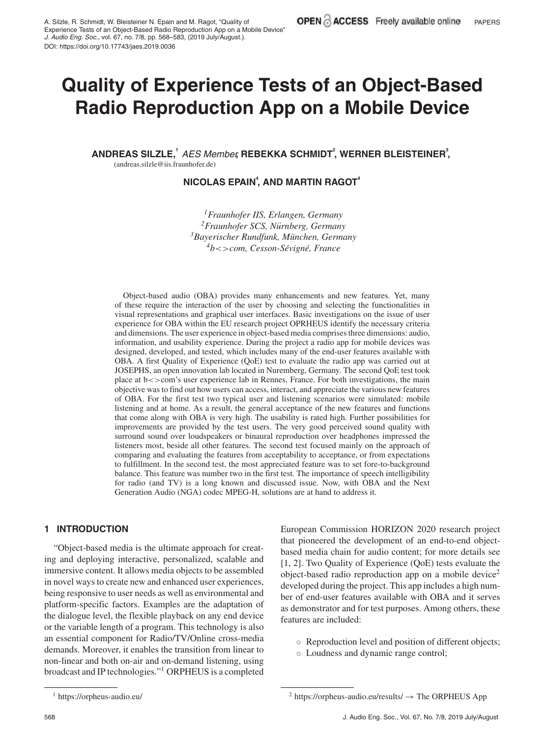A. Silzle, R. Schmidt, W. Bleisteiner N. Epain and M. Ragot, "Quality of Experience Tests of an Object-Based Radio Reproduction App on a Mobile Device" *J. Audio Eng. Soc.*, vol. 67, no. 7/8, pp. 568–583, (2019 July/August.).
DOI: https://doi.org/10.17743/jaes.2019.0036

# Quality of Experience Tests of an Object-Based Radio Reproduction App on a Mobile Device

**ANDREAS SILZLE,**[1] *AES Member*, **REBEKKA SCHMIDT**[2], **WERNER BLEISTEINER**[3],
(andreas.silzle@iis.fraunhofer.de)

**NICOLAS EPAIN**[4], **AND MARTIN RAGOT**[4]

[1] *Fraunhofer IIS, Erlangen, Germany*
[2] *Fraunhofer SCS, Nürnberg, Germany*
[3] *Bayerischer Rundfunk, München, Germany*
[4] *b<>com, Cesson-Sévigné, France*

Object-based audio (OBA) provides many enhancements and new features. Yet, many of these require the interaction of the user by choosing and selecting the functionalities in visual representations and graphical user interfaces. Basic investigations on the issue of user experience for OBA within the EU research project OPRHEUS identify the necessary criteria and dimensions. The user experience in object-based media comprises three dimensions: audio, information, and usability experience. During the project a radio app for mobile devices was designed, developed, and tested, which includes many of the end-user features available with OBA. A first Quality of Experience (QoE) test to evaluate the radio app was carried out at JOSEPHS, an open innovation lab located in Nuremberg, Germany. The second QoE test took place at b<>com's user experience lab in Rennes, France. For both investigations, the main objective was to find out how users can access, interact, and appreciate the various new features of OBA. For the first test two typical user and listening scenarios were simulated: mobile listening and at home. As a result, the general acceptance of the new features and functions that come along with OBA is very high. The usability is rated high. Further possibilities for improvements are provided by the test users. The very good perceived sound quality with surround sound over loudspeakers or binaural reproduction over headphones impressed the listeners most, beside all other features. The second test focused mainly on the approach of comparing and evaluating the features from acceptability to acceptance, or from expectations to fulfillment. In the second test, the most appreciated feature was to set fore-to-background balance. This feature was number two in the first test. The importance of speech intelligibility for radio (and TV) is a long known and discussed issue. Now, with OBA and the Next Generation Audio (NGA) codec MPEG-H, solutions are at hand to address it.

## 1 INTRODUCTION

"Object-based media is the ultimate approach for creating and deploying interactive, personalized, scalable and immersive content. It allows media objects to be assembled in novel ways to create new and enhanced user experiences, being responsive to user needs as well as environmental and platform-specific factors. Examples are the adaptation of the dialogue level, the flexible playback on any end device or the variable length of a program. This technology is also an essential component for Radio/TV/Online cross-media demands. Moreover, it enables the transition from linear to non-linear and both on-air and on-demand listening, using broadcast and IP technologies."[1] ORPHEUS is a completed European Commission HORIZON 2020 research project that pioneered the development of an end-to-end object-based media chain for audio content; for more details see [1, 2]. Two Quality of Experience (QoE) tests evaluate the object-based radio reproduction app on a mobile device[2] developed during the project. This app includes a high number of end-user features available with OBA and it serves as demonstrator and for test purposes. Among others, these features are included:

- Reproduction level and position of different objects;
- Loudness and dynamic range control;

[1] https://orpheus-audio.eu/

[2] https://orpheus-audio.eu/results/ → The ORPHEUS App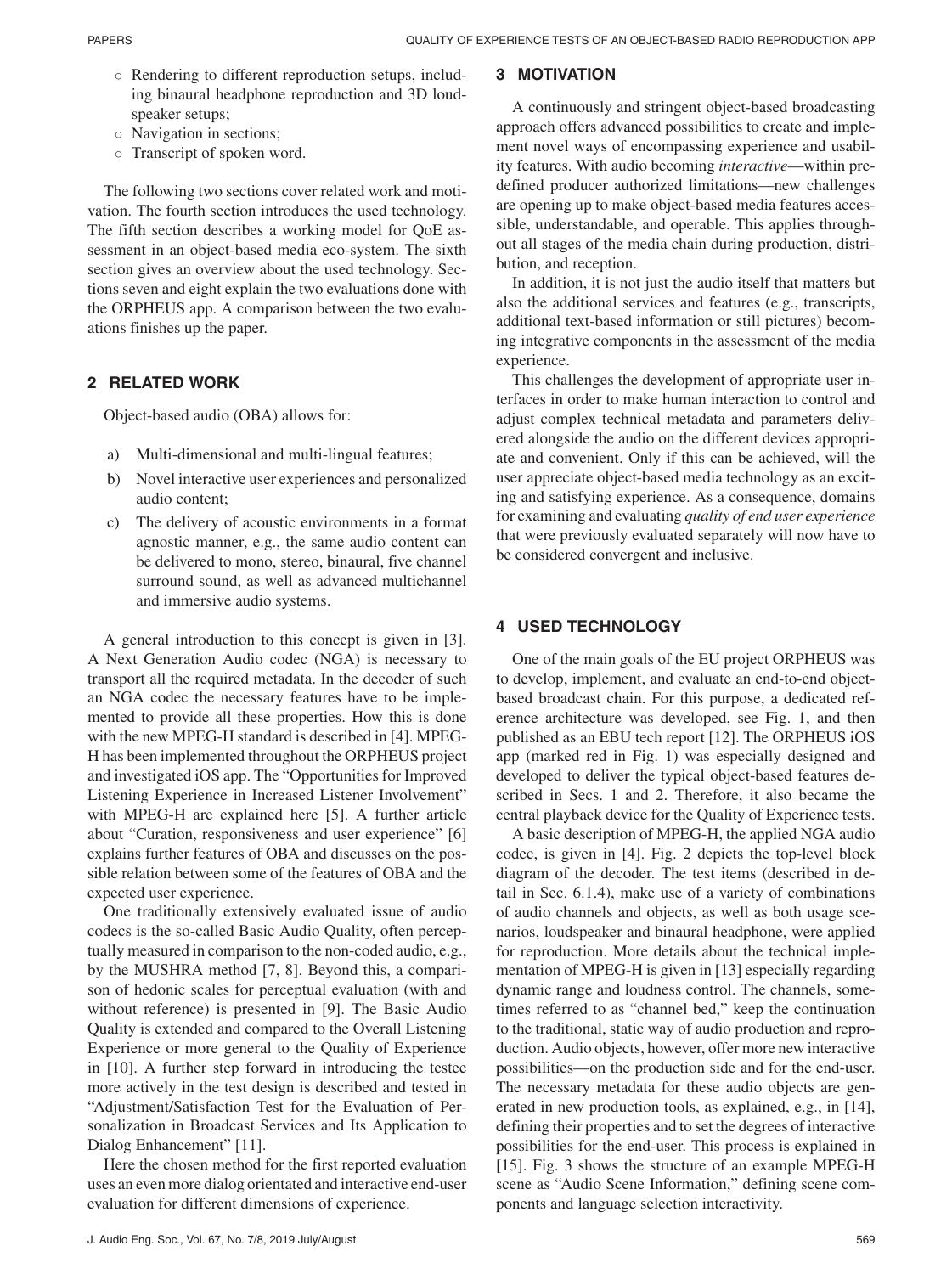- ○ Rendering to different reproduction setups, including binaural headphone reproduction and 3D loudspeaker setups;
- ○ Navigation in sections;
- ○ Transcript of spoken word.

The following two sections cover related work and motivation. The fourth section introduces the used technology. The fifth section describes a working model for QoE assessment in an object-based media eco-system. The sixth section gives an overview about the used technology. Sections seven and eight explain the two evaluations done with the ORPHEUS app. A comparison between the two evaluations finishes up the paper.

## 2 RELATED WORK

Object-based audio (OBA) allows for:

a) Multi-dimensional and multi-lingual features;

b) Novel interactive user experiences and personalized audio content;

c) The delivery of acoustic environments in a format agnostic manner, e.g., the same audio content can be delivered to mono, stereo, binaural, five channel surround sound, as well as advanced multichannel and immersive audio systems.

A general introduction to this concept is given in [3]. A Next Generation Audio codec (NGA) is necessary to transport all the required metadata. In the decoder of such an NGA codec the necessary features have to be implemented to provide all these properties. How this is done with the new MPEG-H standard is described in [4]. MPEG-H has been implemented throughout the ORPHEUS project and investigated iOS app. The "Opportunities for Improved Listening Experience in Increased Listener Involvement" with MPEG-H are explained here [5]. A further article about "Curation, responsiveness and user experience" [6] explains further features of OBA and discusses on the possible relation between some of the features of OBA and the expected user experience.

One traditionally extensively evaluated issue of audio codecs is the so-called Basic Audio Quality, often perceptually measured in comparison to the non-coded audio, e.g., by the MUSHRA method [7, 8]. Beyond this, a comparison of hedonic scales for perceptual evaluation (with and without reference) is presented in [9]. The Basic Audio Quality is extended and compared to the Overall Listening Experience or more general to the Quality of Experience in [10]. A further step forward in introducing the testee more actively in the test design is described and tested in "Adjustment/Satisfaction Test for the Evaluation of Personalization in Broadcast Services and Its Application to Dialog Enhancement" [11].

Here the chosen method for the first reported evaluation uses an even more dialog orientated and interactive end-user evaluation for different dimensions of experience.

## 3 MOTIVATION

A continuously and stringent object-based broadcasting approach offers advanced possibilities to create and implement novel ways of encompassing experience and usability features. With audio becoming *interactive*—within predefined producer authorized limitations—new challenges are opening up to make object-based media features accessible, understandable, and operable. This applies throughout all stages of the media chain during production, distribution, and reception.

In addition, it is not just the audio itself that matters but also the additional services and features (e.g., transcripts, additional text-based information or still pictures) becoming integrative components in the assessment of the media experience.

This challenges the development of appropriate user interfaces in order to make human interaction to control and adjust complex technical metadata and parameters delivered alongside the audio on the different devices appropriate and convenient. Only if this can be achieved, will the user appreciate object-based media technology as an exciting and satisfying experience. As a consequence, domains for examining and evaluating *quality of end user experience* that were previously evaluated separately will now have to be considered convergent and inclusive.

## 4 USED TECHNOLOGY

One of the main goals of the EU project ORPHEUS was to develop, implement, and evaluate an end-to-end object-based broadcast chain. For this purpose, a dedicated reference architecture was developed, see Fig. 1, and then published as an EBU tech report [12]. The ORPHEUS iOS app (marked red in Fig. 1) was especially designed and developed to deliver the typical object-based features described in Secs. 1 and 2. Therefore, it also became the central playback device for the Quality of Experience tests.

A basic description of MPEG-H, the applied NGA audio codec, is given in [4]. Fig. 2 depicts the top-level block diagram of the decoder. The test items (described in detail in Sec. 6.1.4), make use of a variety of combinations of audio channels and objects, as well as both usage scenarios, loudspeaker and binaural headphone, were applied for reproduction. More details about the technical implementation of MPEG-H is given in [13] especially regarding dynamic range and loudness control. The channels, sometimes referred to as "channel bed," keep the continuation to the traditional, static way of audio production and reproduction. Audio objects, however, offer more new interactive possibilities—on the production side and for the end-user. The necessary metadata for these audio objects are generated in new production tools, as explained, e.g., in [14], defining their properties and to set the degrees of interactive possibilities for the end-user. This process is explained in [15]. Fig. 3 shows the structure of an example MPEG-H scene as "Audio Scene Information," defining scene components and language selection interactivity.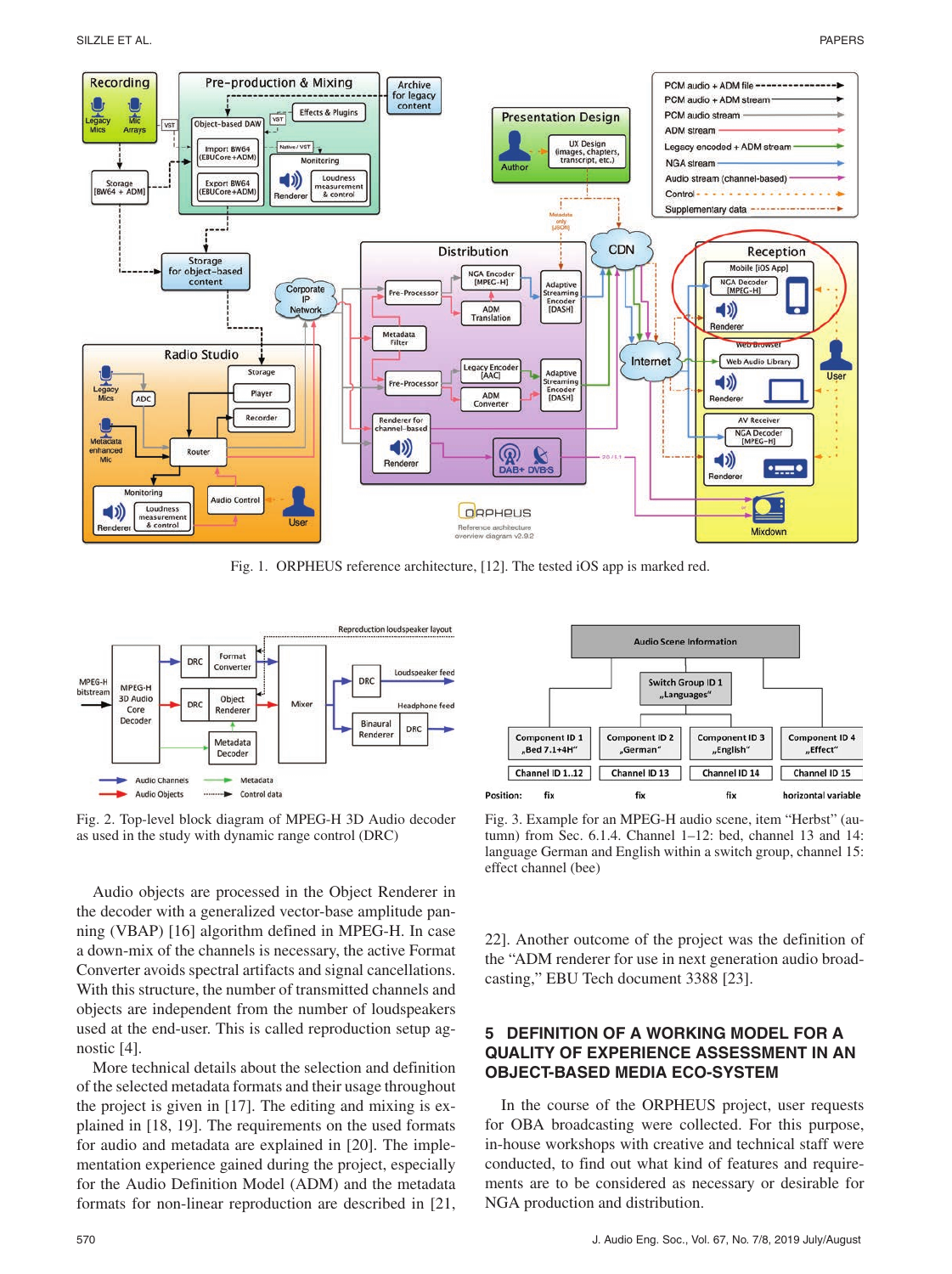Fig. 1. ORPHEUS reference architecture, [12]. The tested iOS app is marked red.

Fig. 2. Top-level block diagram of MPEG-H 3D Audio decoder as used in the study with dynamic range control (DRC)

Fig. 3. Example for an MPEG-H audio scene, item "Herbst" (autumn) from Sec. 6.1.4. Channel 1–12: bed, channel 13 and 14: language German and English within a switch group, channel 15: effect channel (bee)

Audio objects are processed in the Object Renderer in the decoder with a generalized vector-base amplitude panning (VBAP) [16] algorithm defined in MPEG-H. In case a down-mix of the channels is necessary, the active Format Converter avoids spectral artifacts and signal cancellations. With this structure, the number of transmitted channels and objects are independent from the number of loudspeakers used at the end-user. This is called reproduction setup agnostic [4].

More technical details about the selection and definition of the selected metadata formats and their usage throughout the project is given in [17]. The editing and mixing is explained in [18, 19]. The requirements on the used formats for audio and metadata are explained in [20]. The implementation experience gained during the project, especially for the Audio Definition Model (ADM) and the metadata formats for non-linear reproduction are described in [21, 22]. Another outcome of the project was the definition of the "ADM renderer for use in next generation audio broadcasting," EBU Tech document 3388 [23].

## 5 DEFINITION OF A WORKING MODEL FOR A QUALITY OF EXPERIENCE ASSESSMENT IN AN OBJECT-BASED MEDIA ECO-SYSTEM

In the course of the ORPHEUS project, user requests for OBA broadcasting were collected. For this purpose, in-house workshops with creative and technical staff were conducted, to find out what kind of features and requirements are to be considered as necessary or desirable for NGA production and distribution.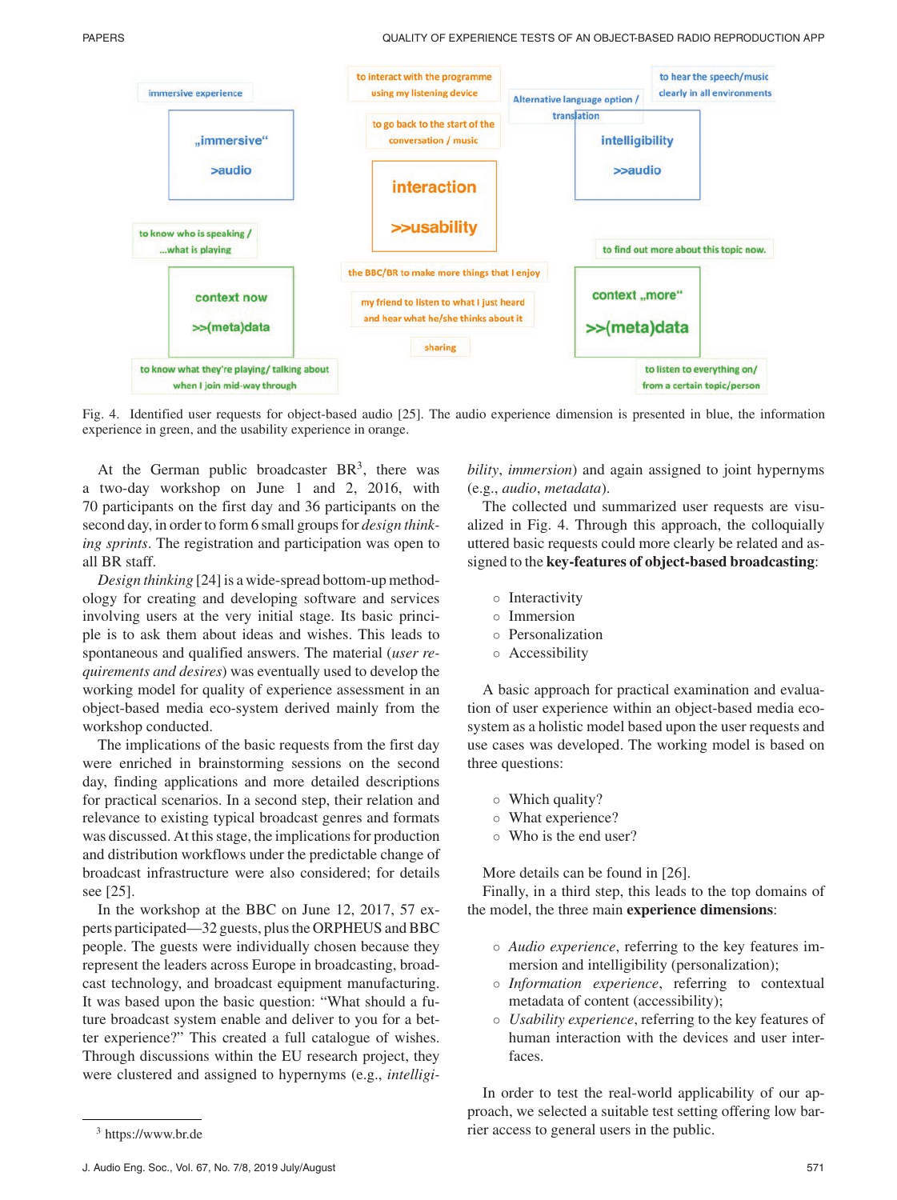Fig. 4. Identified user requests for object-based audio [25]. The audio experience dimension is presented in blue, the information experience in green, and the usability experience in orange.

At the German public broadcaster BR[3], there was a two-day workshop on June 1 and 2, 2016, with 70 participants on the first day and 36 participants on the second day, in order to form 6 small groups for *design thinking sprints*. The registration and participation was open to all BR staff.

*Design thinking* [24] is a wide-spread bottom-up methodology for creating and developing software and services involving users at the very initial stage. Its basic principle is to ask them about ideas and wishes. This leads to spontaneous and qualified answers. The material (*user requirements and desires*) was eventually used to develop the working model for quality of experience assessment in an object-based media eco-system derived mainly from the workshop conducted.

The implications of the basic requests from the first day were enriched in brainstorming sessions on the second day, finding applications and more detailed descriptions for practical scenarios. In a second step, their relation and relevance to existing typical broadcast genres and formats was discussed. At this stage, the implications for production and distribution workflows under the predictable change of broadcast infrastructure were also considered; for details see [25].

In the workshop at the BBC on June 12, 2017, 57 experts participated—32 guests, plus the ORPHEUS and BBC people. The guests were individually chosen because they represent the leaders across Europe in broadcasting, broadcast technology, and broadcast equipment manufacturing. It was based upon the basic question: "What should a future broadcast system enable and deliver to you for a better experience?" This created a full catalogue of wishes. Through discussions within the EU research project, they were clustered and assigned to hypernyms (e.g., *intelligibility*, *immersion*) and again assigned to joint hypernyms (e.g., *audio*, *metadata*).

The collected und summarized user requests are visualized in Fig. 4. Through this approach, the colloquially uttered basic requests could more clearly be related and assigned to the **key-features of object-based broadcasting**:

- Interactivity
- Immersion
- Personalization
- Accessibility

A basic approach for practical examination and evaluation of user experience within an object-based media ecosystem as a holistic model based upon the user requests and use cases was developed. The working model is based on three questions:

- Which quality?
- What experience?
- Who is the end user?

More details can be found in [26].

Finally, in a third step, this leads to the top domains of the model, the three main **experience dimensions**:

- *Audio experience*, referring to the key features immersion and intelligibility (personalization);
- *Information experience*, referring to contextual metadata of content (accessibility);
- *Usability experience*, referring to the key features of human interaction with the devices and user interfaces.

In order to test the real-world applicability of our approach, we selected a suitable test setting offering low barrier access to general users in the public.

[3] https://www.br.de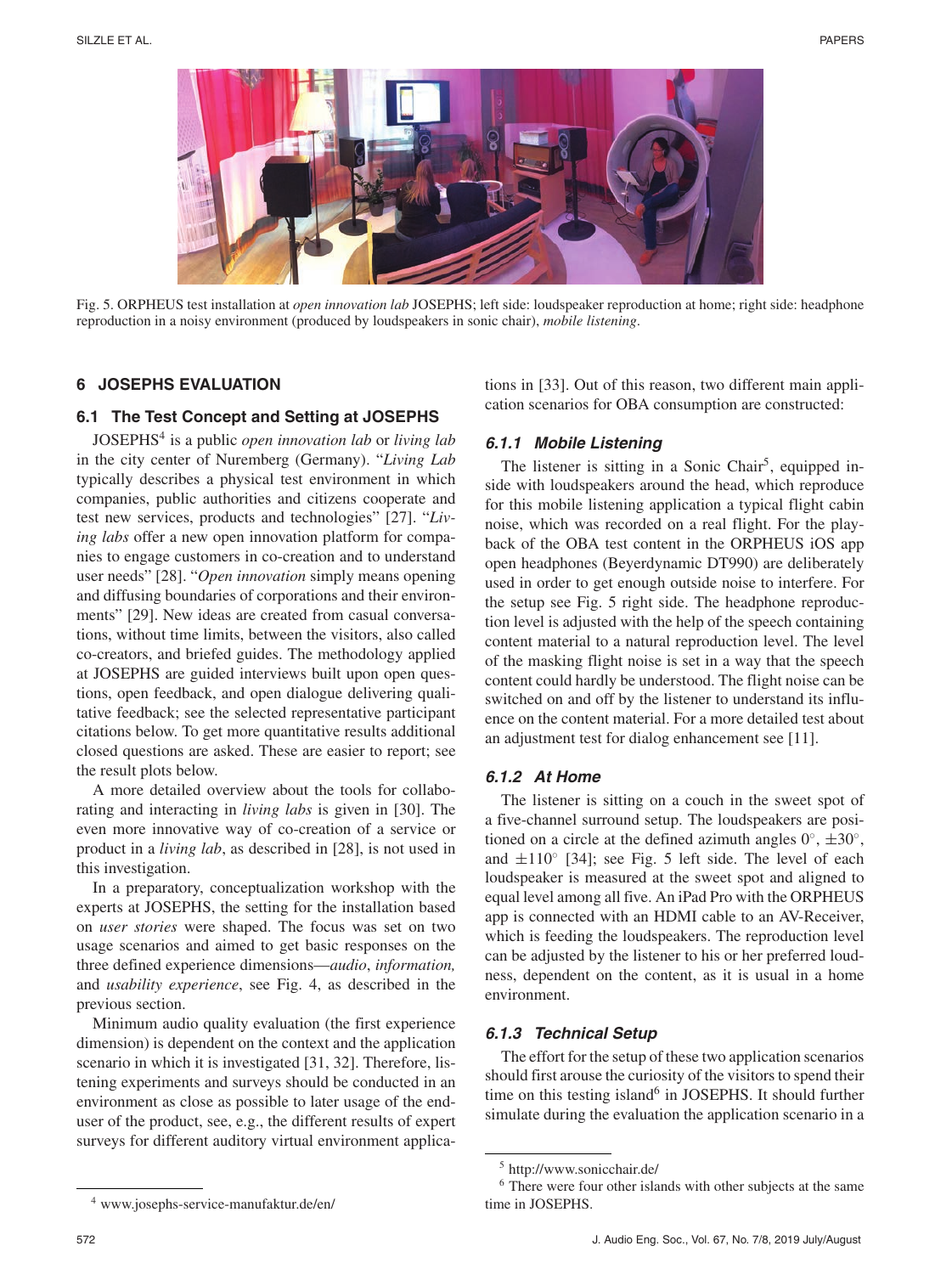Fig. 5. ORPHEUS test installation at *open innovation lab* JOSEPHS; left side: loudspeaker reproduction at home; right side: headphone reproduction in a noisy environment (produced by loudspeakers in sonic chair), *mobile listening*.

## 6 JOSEPHS EVALUATION

### 6.1 The Test Concept and Setting at JOSEPHS

JOSEPHS[4] is a public *open innovation lab* or *living lab* in the city center of Nuremberg (Germany). "*Living Lab* typically describes a physical test environment in which companies, public authorities and citizens cooperate and test new services, products and technologies" [27]. "*Living labs* offer a new open innovation platform for companies to engage customers in co-creation and to understand user needs" [28]. "*Open innovation* simply means opening and diffusing boundaries of corporations and their environments" [29]. New ideas are created from casual conversations, without time limits, between the visitors, also called co-creators, and briefed guides. The methodology applied at JOSEPHS are guided interviews built upon open questions, open feedback, and open dialogue delivering qualitative feedback; see the selected representative participant citations below. To get more quantitative results additional closed questions are asked. These are easier to report; see the result plots below.

A more detailed overview about the tools for collaborating and interacting in *living labs* is given in [30]. The even more innovative way of co-creation of a service or product in a *living lab*, as described in [28], is not used in this investigation.

In a preparatory, conceptualization workshop with the experts at JOSEPHS, the setting for the installation based on *user stories* were shaped. The focus was set on two usage scenarios and aimed to get basic responses on the three defined experience dimensions—*audio*, *information,* and *usability experience*, see Fig. 4, as described in the previous section.

Minimum audio quality evaluation (the first experience dimension) is dependent on the context and the application scenario in which it is investigated [31, 32]. Therefore, listening experiments and surveys should be conducted in an environment as close as possible to later usage of the end-user of the product, see, e.g., the different results of expert surveys for different auditory virtual environment applications in [33]. Out of this reason, two different main application scenarios for OBA consumption are constructed:

#### 6.1.1 Mobile Listening

The listener is sitting in a Sonic Chair[5], equipped inside with loudspeakers around the head, which reproduce for this mobile listening application a typical flight cabin noise, which was recorded on a real flight. For the playback of the OBA test content in the ORPHEUS iOS app open headphones (Beyerdynamic DT990) are deliberately used in order to get enough outside noise to interfere. For the setup see Fig. 5 right side. The headphone reproduction level is adjusted with the help of the speech containing content material to a natural reproduction level. The level of the masking flight noise is set in a way that the speech content could hardly be understood. The flight noise can be switched on and off by the listener to understand its influence on the content material. For a more detailed test about an adjustment test for dialog enhancement see [11].

#### 6.1.2 At Home

The listener is sitting on a couch in the sweet spot of a five-channel surround setup. The loudspeakers are positioned on a circle at the defined azimuth angles $0^\circ$, $\pm 30^\circ$, and $\pm 110^\circ$ [34]; see Fig. 5 left side. The level of each loudspeaker is measured at the sweet spot and aligned to equal level among all five. An iPad Pro with the ORPHEUS app is connected with an HDMI cable to an AV-Receiver, which is feeding the loudspeakers. The reproduction level can be adjusted by the listener to his or her preferred loudness, dependent on the content, as it is usual in a home environment.

#### 6.1.3 Technical Setup

The effort for the setup of these two application scenarios should first arouse the curiosity of the visitors to spend their time on this testing island[6] in JOSEPHS. It should further simulate during the evaluation the application scenario in a

[4] www.josephs-service-manufaktur.de/en/

[5] http://www.sonicchair.de/

[6] There were four other islands with other subjects at the same time in JOSEPHS.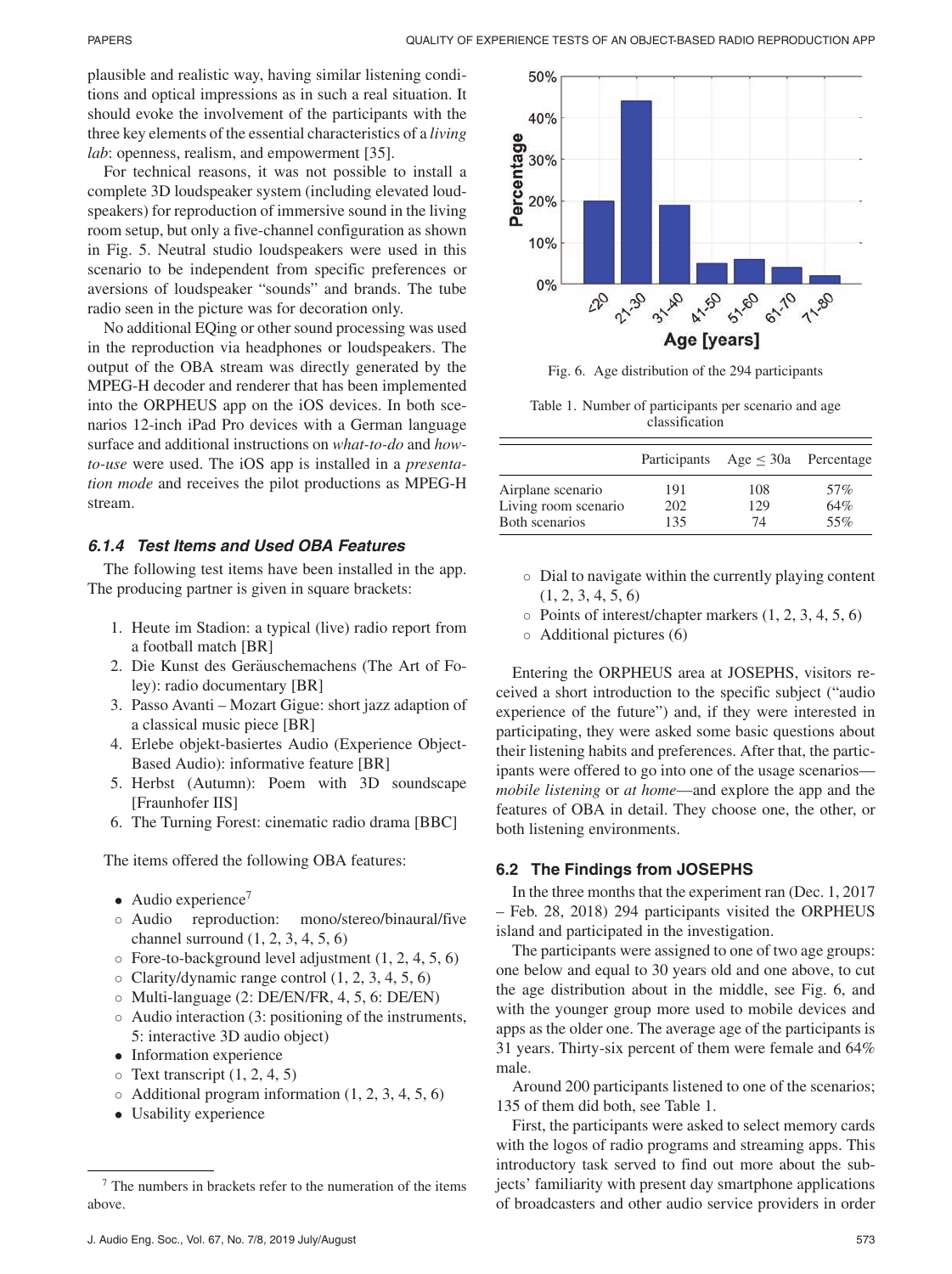plausible and realistic way, having similar listening conditions and optical impressions as in such a real situation. It should evoke the involvement of the participants with the three key elements of the essential characteristics of a *living lab*: openness, realism, and empowerment [35].

For technical reasons, it was not possible to install a complete 3D loudspeaker system (including elevated loudspeakers) for reproduction of immersive sound in the living room setup, but only a five-channel configuration as shown in Fig. 5. Neutral studio loudspeakers were used in this scenario to be independent from specific preferences or aversions of loudspeaker "sounds" and brands. The tube radio seen in the picture was for decoration only.

No additional EQing or other sound processing was used in the reproduction via headphones or loudspeakers. The output of the OBA stream was directly generated by the MPEG-H decoder and renderer that has been implemented into the ORPHEUS app on the iOS devices. In both scenarios 12-inch iPad Pro devices with a German language surface and additional instructions on *what-to-do* and *how-to-use* were used. The iOS app is installed in a *presentation mode* and receives the pilot productions as MPEG-H stream.

### 6.1.4 Test Items and Used OBA Features

The following test items have been installed in the app. The producing partner is given in square brackets:

1. Heute im Stadion: a typical (live) radio report from a football match [BR]
2. Die Kunst des Geräuschemachens (The Art of Foley): radio documentary [BR]
3. Passo Avanti – Mozart Gigue: short jazz adaption of a classical music piece [BR]
4. Erlebe objekt-basiertes Audio (Experience Object-Based Audio): informative feature [BR]
5. Herbst (Autumn): Poem with 3D soundscape [Fraunhofer IIS]
6. The Turning Forest: cinematic radio drama [BBC]

The items offered the following OBA features:

- Audio experience[7]
  - Audio reproduction: mono/stereo/binaural/five channel surround (1, 2, 3, 4, 5, 6)
  - Fore-to-background level adjustment (1, 2, 4, 5, 6)
  - Clarity/dynamic range control (1, 2, 3, 4, 5, 6)
  - Multi-language (2: DE/EN/FR, 4, 5, 6: DE/EN)
  - Audio interaction (3: positioning of the instruments, 5: interactive 3D audio object)
- Information experience
  - Text transcript (1, 2, 4, 5)
  - Additional program information (1, 2, 3, 4, 5, 6)
- Usability experience
  - Dial to navigate within the currently playing content (1, 2, 3, 4, 5, 6)
  - Points of interest/chapter markers (1, 2, 3, 4, 5, 6)
  - Additional pictures (6)

[7] The numbers in brackets refer to the numeration of the items above.

Fig. 6. Age distribution of the 294 participants

Table 1. Number of participants per scenario and age classification

| | Participants | Age ≤ 30a | Percentage |
|---|---|---|---|
| Airplane scenario | 191 | 108 | 57% |
| Living room scenario | 202 | 129 | 64% |
| Both scenarios | 135 | 74 | 55% |

Entering the ORPHEUS area at JOSEPHS, visitors received a short introduction to the specific subject ("audio experience of the future") and, if they were interested in participating, they were asked some basic questions about their listening habits and preferences. After that, the participants were offered to go into one of the usage scenarios—*mobile listening* or *at home*—and explore the app and the features of OBA in detail. They choose one, the other, or both listening environments.

## 6.2 The Findings from JOSEPHS

In the three months that the experiment ran (Dec. 1, 2017 – Feb. 28, 2018) 294 participants visited the ORPHEUS island and participated in the investigation.

The participants were assigned to one of two age groups: one below and equal to 30 years old and one above, to cut the age distribution about in the middle, see Fig. 6, and with the younger group more used to mobile devices and apps as the older one. The average age of the participants is 31 years. Thirty-six percent of them were female and 64% male.

Around 200 participants listened to one of the scenarios; 135 of them did both, see Table 1.

First, the participants were asked to select memory cards with the logos of radio programs and streaming apps. This introductory task served to find out more about the subjects' familiarity with present day smartphone applications of broadcasters and other audio service providers in order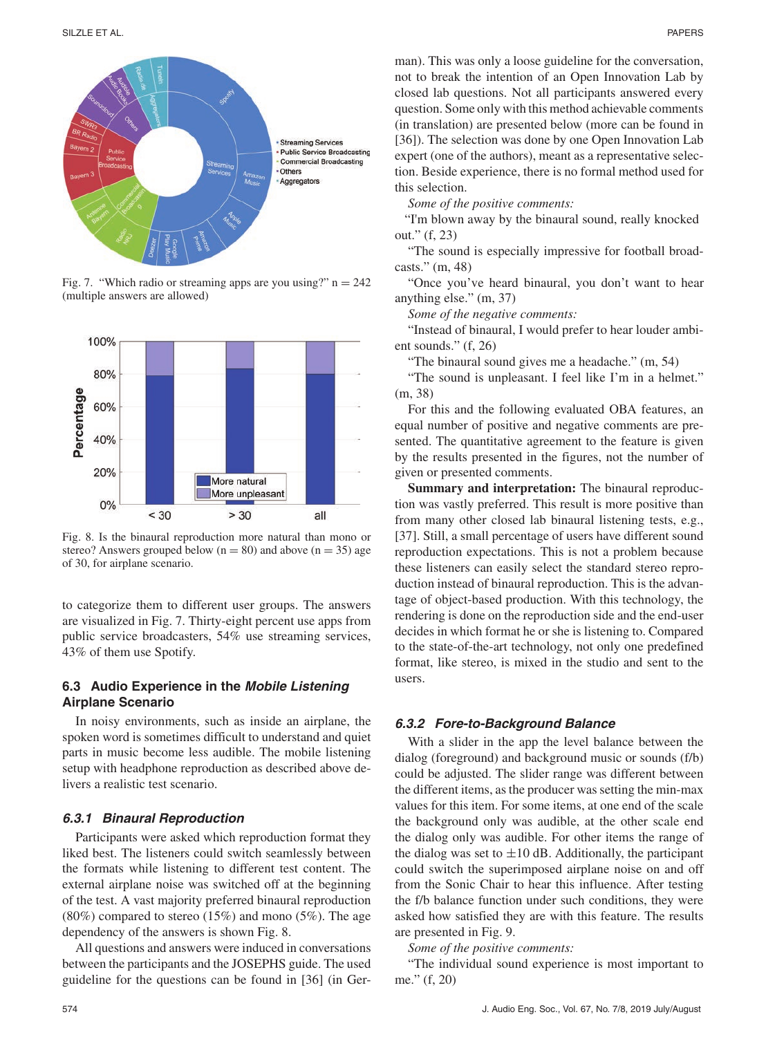Fig. 7. "Which radio or streaming apps are you using?" n = 242 (multiple answers are allowed)

Fig. 8. Is the binaural reproduction more natural than mono or stereo? Answers grouped below (n = 80) and above (n = 35) age of 30, for airplane scenario.

to categorize them to different user groups. The answers are visualized in Fig. 7. Thirty-eight percent use apps from public service broadcasters, 54% use streaming services, 43% of them use Spotify.

### 6.3 Audio Experience in the *Mobile Listening* Airplane Scenario

In noisy environments, such as inside an airplane, the spoken word is sometimes difficult to understand and quiet parts in music become less audible. The mobile listening setup with headphone reproduction as described above delivers a realistic test scenario.

#### *6.3.1 Binaural Reproduction*

Participants were asked which reproduction format they liked best. The listeners could switch seamlessly between the formats while listening to different test content. The external airplane noise was switched off at the beginning of the test. A vast majority preferred binaural reproduction (80%) compared to stereo (15%) and mono (5%). The age dependency of the answers is shown Fig. 8.

All questions and answers were induced in conversations between the participants and the JOSEPHS guide. The used guideline for the questions can be found in [36] (in German). This was only a loose guideline for the conversation, not to break the intention of an Open Innovation Lab by closed lab questions. Not all participants answered every question. Some only with this method achievable comments (in translation) are presented below (more can be found in [36]). The selection was done by one Open Innovation Lab expert (one of the authors), meant as a representative selection. Beside experience, there is no formal method used for this selection.

*Some of the positive comments:*

"I'm blown away by the binaural sound, really knocked out." (f, 23)

"The sound is especially impressive for football broadcasts." (m, 48)

"Once you've heard binaural, you don't want to hear anything else." (m, 37)

*Some of the negative comments:*

"Instead of binaural, I would prefer to hear louder ambient sounds." (f, 26)

"The binaural sound gives me a headache." (m, 54)

"The sound is unpleasant. I feel like I'm in a helmet." (m, 38)

For this and the following evaluated OBA features, an equal number of positive and negative comments are presented. The quantitative agreement to the feature is given by the results presented in the figures, not the number of given or presented comments.

**Summary and interpretation:** The binaural reproduction was vastly preferred. This result is more positive than from many other closed lab binaural listening tests, e.g., [37]. Still, a small percentage of users have different sound reproduction expectations. This is not a problem because these listeners can easily select the standard stereo reproduction instead of binaural reproduction. This is the advantage of object-based production. With this technology, the rendering is done on the reproduction side and the end-user decides in which format he or she is listening to. Compared to the state-of-the-art technology, not only one predefined format, like stereo, is mixed in the studio and sent to the users.

#### *6.3.2 Fore-to-Background Balance*

With a slider in the app the level balance between the dialog (foreground) and background music or sounds (f/b) could be adjusted. The slider range was different between the different items, as the producer was setting the min-max values for this item. For some items, at one end of the scale the background only was audible, at the other scale end the dialog only was audible. For other items the range of the dialog was set to ±10 dB. Additionally, the participant could switch the superimposed airplane noise on and off from the Sonic Chair to hear this influence. After testing the f/b balance function under such conditions, they were asked how satisfied they are with this feature. The results are presented in Fig. 9.

*Some of the positive comments:*

"The individual sound experience is most important to me." (f, 20)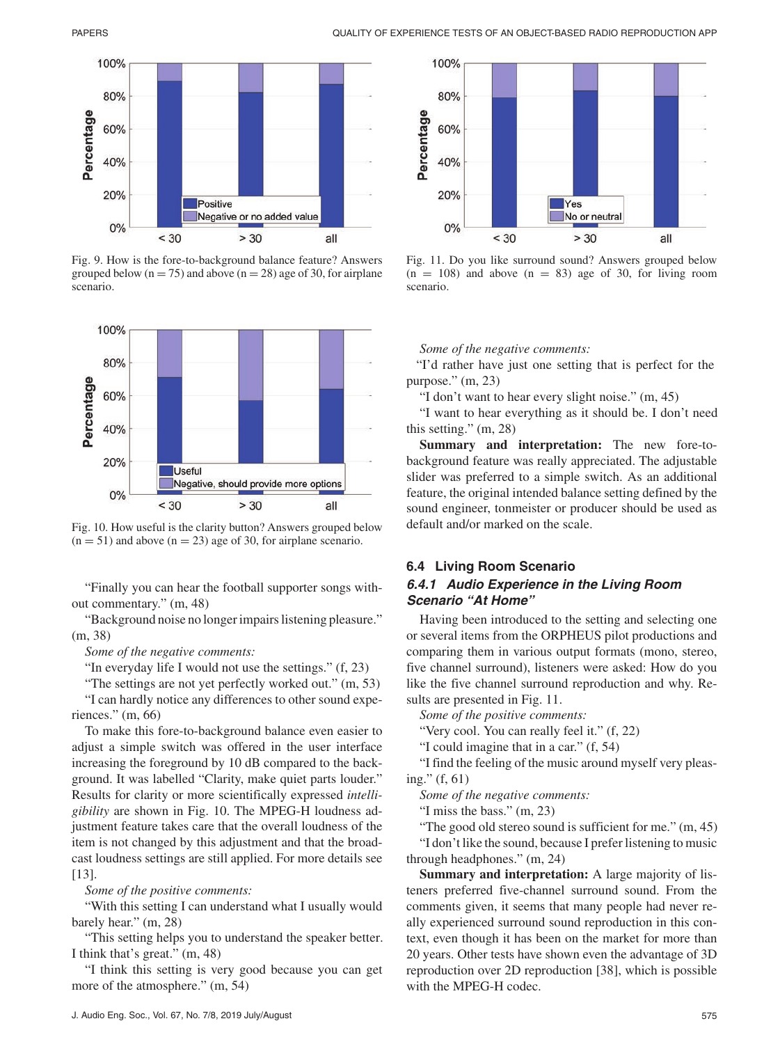Fig. 9. How is the fore-to-background balance feature? Answers grouped below (n = 75) and above (n = 28) age of 30, for airplane scenario.

Fig. 10. How useful is the clarity button? Answers grouped below (n = 51) and above (n = 23) age of 30, for airplane scenario.

"Finally you can hear the football supporter songs without commentary." (m, 48)

"Background noise no longer impairs listening pleasure." (m, 38)

*Some of the negative comments:*

"In everyday life I would not use the settings." (f, 23)

"The settings are not yet perfectly worked out." (m, 53)

"I can hardly notice any differences to other sound experiences." (m, 66)

To make this fore-to-background balance even easier to adjust a simple switch was offered in the user interface increasing the foreground by 10 dB compared to the background. It was labelled "Clarity, make quiet parts louder." Results for clarity or more scientifically expressed *intelligibility* are shown in Fig. 10. The MPEG-H loudness adjustment feature takes care that the overall loudness of the item is not changed by this adjustment and that the broadcast loudness settings are still applied. For more details see [13].

*Some of the positive comments:*

"With this setting I can understand what I usually would barely hear." (m, 28)

"This setting helps you to understand the speaker better. I think that's great." (m, 48)

"I think this setting is very good because you can get more of the atmosphere." (m, 54)

Fig. 11. Do you like surround sound? Answers grouped below (n = 108) and above (n = 83) age of 30, for living room scenario.

*Some of the negative comments:*

"I'd rather have just one setting that is perfect for the purpose." (m, 23)

"I don't want to hear every slight noise." (m, 45)

"I want to hear everything as it should be. I don't need this setting." (m, 28)

**Summary and interpretation:** The new fore-to-background feature was really appreciated. The adjustable slider was preferred to a simple switch. As an additional feature, the original intended balance setting defined by the sound engineer, tonmeister or producer should be used as default and/or marked on the scale.

## 6.4 Living Room Scenario

### *6.4.1 Audio Experience in the Living Room Scenario "At Home"*

Having been introduced to the setting and selecting one or several items from the ORPHEUS pilot productions and comparing them in various output formats (mono, stereo, five channel surround), listeners were asked: How do you like the five channel surround reproduction and why. Results are presented in Fig. 11.

*Some of the positive comments:*

"Very cool. You can really feel it." (f, 22)

"I could imagine that in a car." (f, 54)

"I find the feeling of the music around myself very pleasing." (f, 61)

*Some of the negative comments:*

"I miss the bass." (m, 23)

"The good old stereo sound is sufficient for me." (m, 45)

"I don't like the sound, because I prefer listening to music through headphones." (m, 24)

**Summary and interpretation:** A large majority of listeners preferred five-channel surround sound. From the comments given, it seems that many people had never really experienced surround sound reproduction in this context, even though it has been on the market for more than 20 years. Other tests have shown even the advantage of 3D reproduction over 2D reproduction [38], which is possible with the MPEG-H codec.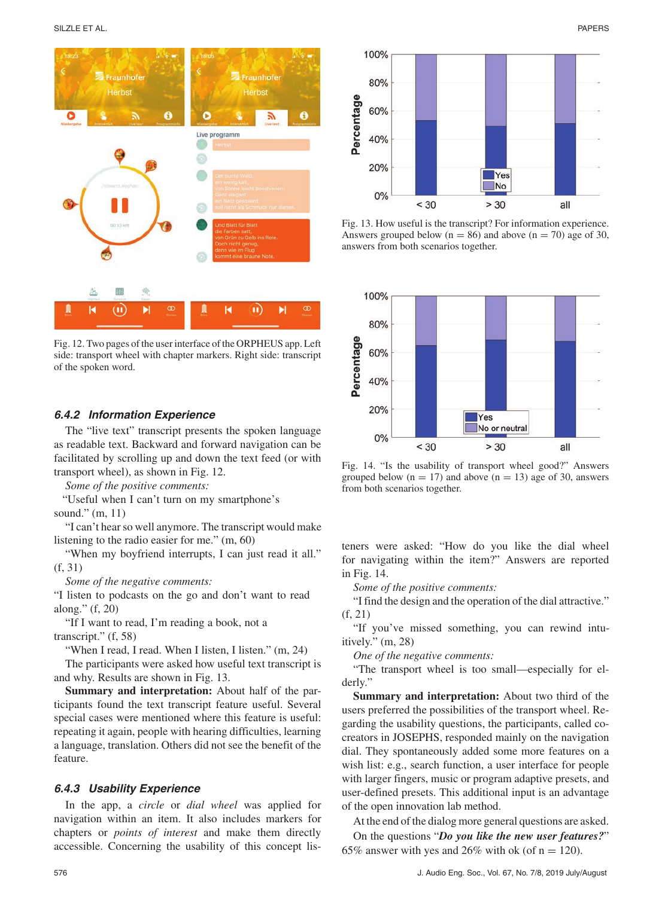Fig. 12. Two pages of the user interface of the ORPHEUS app. Left side: transport wheel with chapter markers. Right side: transcript of the spoken word.

#### 6.4.2 Information Experience

The "live text" transcript presents the spoken language as readable text. Backward and forward navigation can be facilitated by scrolling up and down the text feed (or with transport wheel), as shown in Fig. 12.

*Some of the positive comments:*

"Useful when I can't turn on my smartphone's sound." (m, 11)

"I can't hear so well anymore. The transcript would make listening to the radio easier for me." (m, 60)

"When my boyfriend interrupts, I can just read it all." (f, 31)

*Some of the negative comments:*

"I listen to podcasts on the go and don't want to read along." (f, 20)

"If I want to read, I'm reading a book, not a transcript." (f, 58)

"When I read, I read. When I listen, I listen." (m, 24)

The participants were asked how useful text transcript is and why. Results are shown in Fig. 13.

**Summary and interpretation:** About half of the participants found the text transcript feature useful. Several special cases were mentioned where this feature is useful: repeating it again, people with hearing difficulties, learning a language, translation. Others did not see the benefit of the feature.

#### 6.4.3 Usability Experience

In the app, a *circle* or *dial wheel* was applied for navigation within an item. It also includes markers for chapters or *points of interest* and make them directly accessible. Concerning the usability of this concept listeners were asked: "How do you like the dial wheel for navigating within the item?" Answers are reported in Fig. 14.

Fig. 13. How useful is the transcript? For information experience. Answers grouped below (n = 86) and above (n = 70) age of 30, answers from both scenarios together.

Fig. 14. "Is the usability of transport wheel good?" Answers grouped below (n = 17) and above (n = 13) age of 30, answers from both scenarios together.

*Some of the positive comments:*

"I find the design and the operation of the dial attractive." (f, 21)

"If you've missed something, you can rewind intuitively." (m, 28)

*One of the negative comments:*

"The transport wheel is too small—especially for elderly."

**Summary and interpretation:** About two third of the users preferred the possibilities of the transport wheel. Regarding the usability questions, the participants, called co-creators in JOSEPHS, responded mainly on the navigation dial. They spontaneously added some more features on a wish list: e.g., search function, a user interface for people with larger fingers, music or program adaptive presets, and user-defined presets. This additional input is an advantage of the open innovation lab method.

At the end of the dialog more general questions are asked.

On the questions "***Do you like the new user features?***" 65% answer with yes and 26% with ok (of n = 120).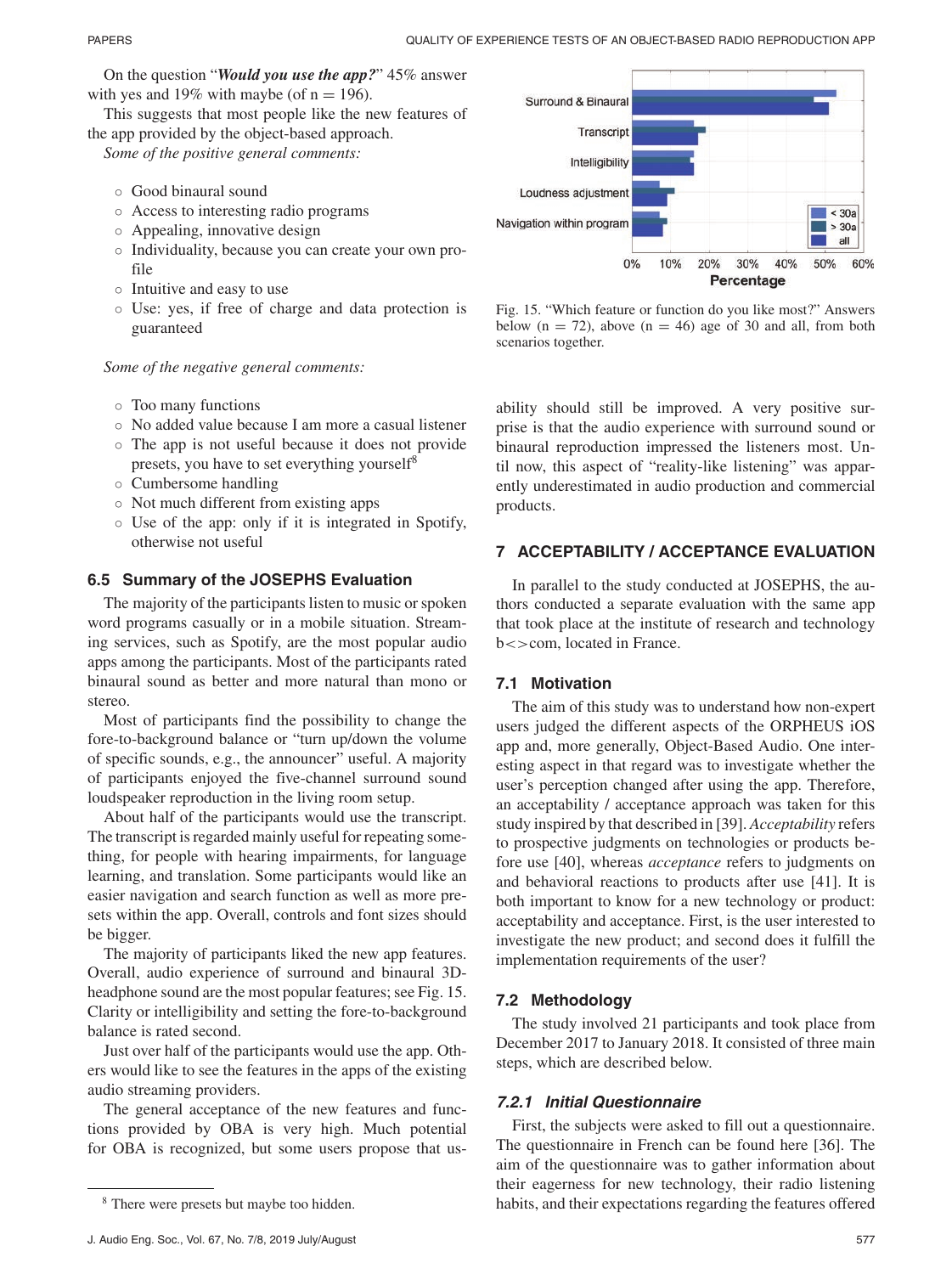On the question "***Would you use the app?***" 45% answer with yes and 19% with maybe (of n = 196).

This suggests that most people like the new features of the app provided by the object-based approach.

*Some of the positive general comments:*

- Good binaural sound
- Access to interesting radio programs
- Appealing, innovative design
- Individuality, because you can create your own profile
- Intuitive and easy to use
- Use: yes, if free of charge and data protection is guaranteed

*Some of the negative general comments:*

- Too many functions
- No added value because I am more a casual listener
- The app is not useful because it does not provide presets, you have to set everything yourself[8]
- Cumbersome handling
- Not much different from existing apps
- Use of the app: only if it is integrated in Spotify, otherwise not useful

### 6.5 Summary of the JOSEPHS Evaluation

The majority of the participants listen to music or spoken word programs casually or in a mobile situation. Streaming services, such as Spotify, are the most popular audio apps among the participants. Most of the participants rated binaural sound as better and more natural than mono or stereo.

Most of participants find the possibility to change the fore-to-background balance or "turn up/down the volume of specific sounds, e.g., the announcer" useful. A majority of participants enjoyed the five-channel surround sound loudspeaker reproduction in the living room setup.

About half of the participants would use the transcript. The transcript is regarded mainly useful for repeating something, for people with hearing impairments, for language learning, and translation. Some participants would like an easier navigation and search function as well as more presets within the app. Overall, controls and font sizes should be bigger.

The majority of participants liked the new app features. Overall, audio experience of surround and binaural 3D-headphone sound are the most popular features; see Fig. 15. Clarity or intelligibility and setting the fore-to-background balance is rated second.

Just over half of the participants would use the app. Others would like to see the features in the apps of the existing audio streaming providers.

The general acceptance of the new features and functions provided by OBA is very high. Much potential for OBA is recognized, but some users propose that usability should still be improved. A very positive surprise is that the audio experience with surround sound or binaural reproduction impressed the listeners most. Until now, this aspect of "reality-like listening" was apparently underestimated in audio production and commercial products.

Fig. 15. "Which feature or function do you like most?" Answers below (n = 72), above (n = 46) age of 30 and all, from both scenarios together.

## 7 ACCEPTABILITY / ACCEPTANCE EVALUATION

In parallel to the study conducted at JOSEPHS, the authors conducted a separate evaluation with the same app that took place at the institute of research and technology b<>com, located in France.

### 7.1 Motivation

The aim of this study was to understand how non-expert users judged the different aspects of the ORPHEUS iOS app and, more generally, Object-Based Audio. One interesting aspect in that regard was to investigate whether the user's perception changed after using the app. Therefore, an acceptability / acceptance approach was taken for this study inspired by that described in [39]. *Acceptability* refers to prospective judgments on technologies or products before use [40], whereas *acceptance* refers to judgments on and behavioral reactions to products after use [41]. It is both important to know for a new technology or product: acceptability and acceptance. First, is the user interested to investigate the new product; and second does it fulfill the implementation requirements of the user?

### 7.2 Methodology

The study involved 21 participants and took place from December 2017 to January 2018. It consisted of three main steps, which are described below.

#### 7.2.1 Initial Questionnaire

First, the subjects were asked to fill out a questionnaire. The questionnaire in French can be found here [36]. The aim of the questionnaire was to gather information about their eagerness for new technology, their radio listening habits, and their expectations regarding the features offered

[8] There were presets but maybe too hidden.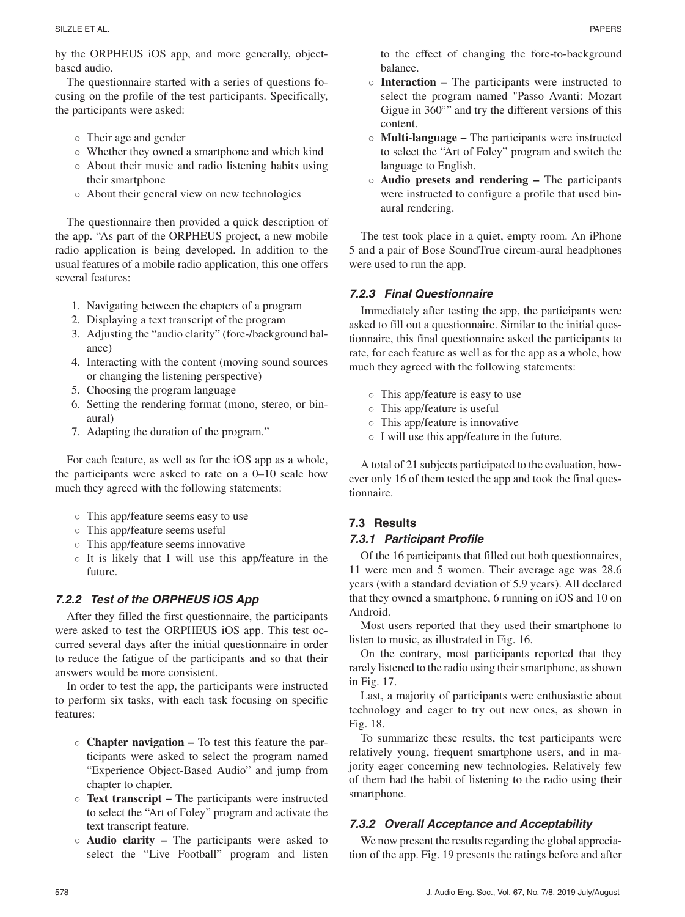by the ORPHEUS iOS app, and more generally, object-based audio.

The questionnaire started with a series of questions focusing on the profile of the test participants. Specifically, the participants were asked:

- Their age and gender
- Whether they owned a smartphone and which kind
- About their music and radio listening habits using their smartphone
- About their general view on new technologies

The questionnaire then provided a quick description of the app. "As part of the ORPHEUS project, a new mobile radio application is being developed. In addition to the usual features of a mobile radio application, this one offers several features:

1. Navigating between the chapters of a program
2. Displaying a text transcript of the program
3. Adjusting the "audio clarity" (fore-/background balance)
4. Interacting with the content (moving sound sources or changing the listening perspective)
5. Choosing the program language
6. Setting the rendering format (mono, stereo, or binaural)
7. Adapting the duration of the program."

For each feature, as well as for the iOS app as a whole, the participants were asked to rate on a 0–10 scale how much they agreed with the following statements:

- This app/feature seems easy to use
- This app/feature seems useful
- This app/feature seems innovative
- It is likely that I will use this app/feature in the future.

#### 7.2.2 Test of the ORPHEUS iOS App

After they filled the first questionnaire, the participants were asked to test the ORPHEUS iOS app. This test occurred several days after the initial questionnaire in order to reduce the fatigue of the participants and so that their answers would be more consistent.

In order to test the app, the participants were instructed to perform six tasks, with each task focusing on specific features:

- **Chapter navigation –** To test this feature the participants were asked to select the program named "Experience Object-Based Audio" and jump from chapter to chapter.
- **Text transcript –** The participants were instructed to select the "Art of Foley" program and activate the text transcript feature.
- **Audio clarity –** The participants were asked to select the "Live Football" program and listen to the effect of changing the fore-to-background balance.
- **Interaction –** The participants were instructed to select the program named "Passo Avanti: Mozart Gigue in 360°" and try the different versions of this content.
- **Multi-language –** The participants were instructed to select the "Art of Foley" program and switch the language to English.
- **Audio presets and rendering –** The participants were instructed to configure a profile that used binaural rendering.

The test took place in a quiet, empty room. An iPhone 5 and a pair of Bose SoundTrue circum-aural headphones were used to run the app.

#### 7.2.3 Final Questionnaire

Immediately after testing the app, the participants were asked to fill out a questionnaire. Similar to the initial questionnaire, this final questionnaire asked the participants to rate, for each feature as well as for the app as a whole, how much they agreed with the following statements:

- This app/feature is easy to use
- This app/feature is useful
- This app/feature is innovative
- I will use this app/feature in the future.

A total of 21 subjects participated to the evaluation, however only 16 of them tested the app and took the final questionnaire.

### 7.3 Results

#### 7.3.1 Participant Profile

Of the 16 participants that filled out both questionnaires, 11 were men and 5 women. Their average age was 28.6 years (with a standard deviation of 5.9 years). All declared that they owned a smartphone, 6 running on iOS and 10 on Android.

Most users reported that they used their smartphone to listen to music, as illustrated in Fig. 16.

On the contrary, most participants reported that they rarely listened to the radio using their smartphone, as shown in Fig. 17.

Last, a majority of participants were enthusiastic about technology and eager to try out new ones, as shown in Fig. 18.

To summarize these results, the test participants were relatively young, frequent smartphone users, and in majority eager concerning new technologies. Relatively few of them had the habit of listening to the radio using their smartphone.

#### 7.3.2 Overall Acceptance and Acceptability

We now present the results regarding the global appreciation of the app. Fig. 19 presents the ratings before and after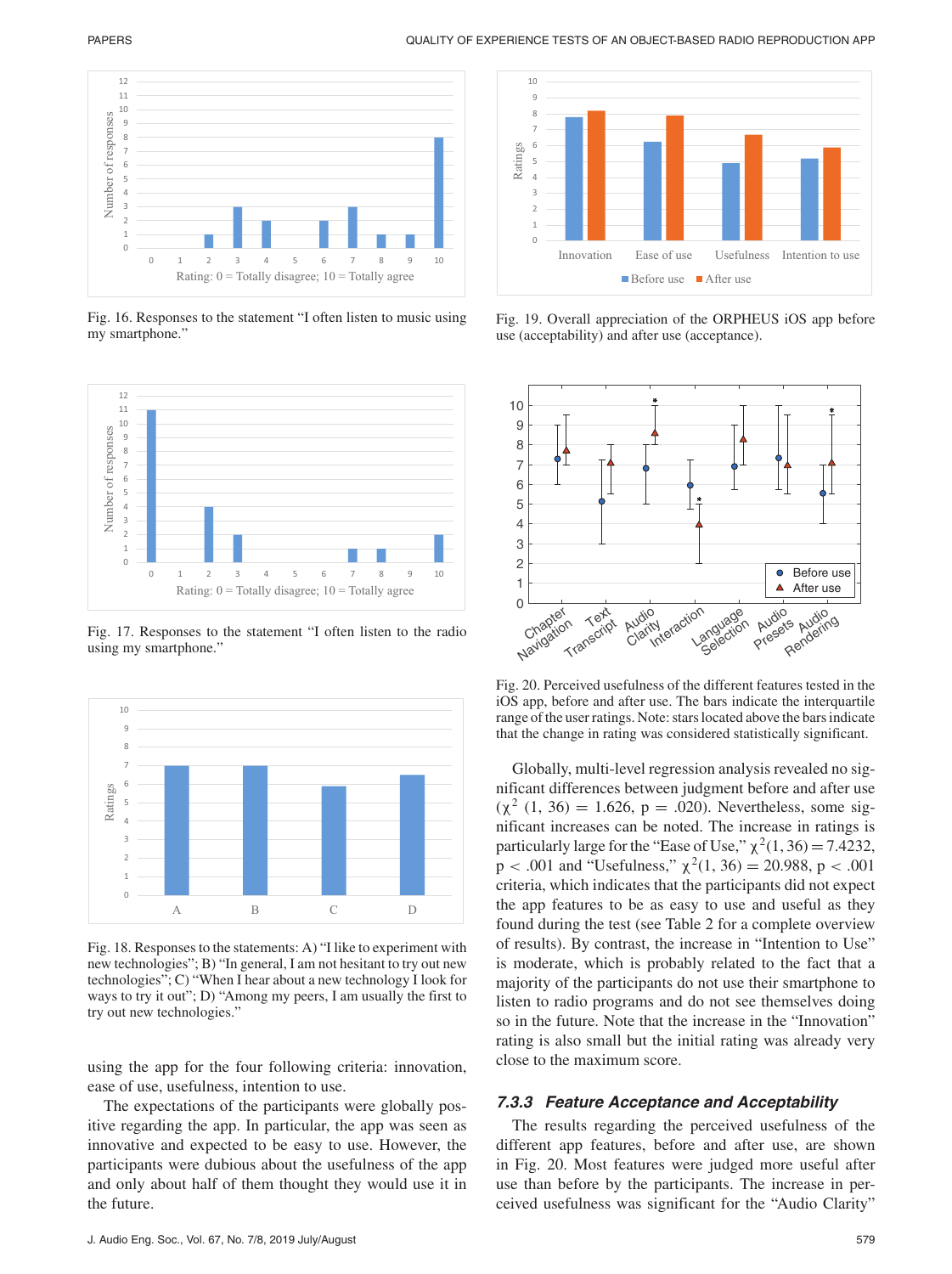Fig. 16. Responses to the statement "I often listen to music using my smartphone."

Fig. 17. Responses to the statement "I often listen to the radio using my smartphone."

Fig. 18. Responses to the statements: A) "I like to experiment with new technologies"; B) "In general, I am not hesitant to try out new technologies"; C) "When I hear about a new technology I look for ways to try it out"; D) "Among my peers, I am usually the first to try out new technologies."

using the app for the four following criteria: innovation, ease of use, usefulness, intention to use.

The expectations of the participants were globally positive regarding the app. In particular, the app was seen as innovative and expected to be easy to use. However, the participants were dubious about the usefulness of the app and only about half of them thought they would use it in the future.

Fig. 19. Overall appreciation of the ORPHEUS iOS app before use (acceptability) and after use (acceptance).

Fig. 20. Perceived usefulness of the different features tested in the iOS app, before and after use. The bars indicate the interquartile range of the user ratings. Note: stars located above the bars indicate that the change in rating was considered statistically significant.

Globally, multi-level regression analysis revealed no significant differences between judgment before and after use ($\chi^2$ (1, 36) = 1.626, p = .020). Nevertheless, some significant increases can be noted. The increase in ratings is particularly large for the "Ease of Use," $\chi^2(1, 36) = 7.4232$, p < .001 and "Usefulness," $\chi^2(1, 36) = 20.988$, p < .001 criteria, which indicates that the participants did not expect the app features to be as easy to use and useful as they found during the test (see Table 2 for a complete overview of results). By contrast, the increase in "Intention to Use" is moderate, which is probably related to the fact that a majority of the participants do not use their smartphone to listen to radio programs and do not see themselves doing so in the future. Note that the increase in the "Innovation" rating is also small but the initial rating was already very close to the maximum score.

### 7.3.3 Feature Acceptance and Acceptability

The results regarding the perceived usefulness of the different app features, before and after use, are shown in Fig. 20. Most features were judged more useful after use than before by the participants. The increase in perceived usefulness was significant for the "Audio Clarity"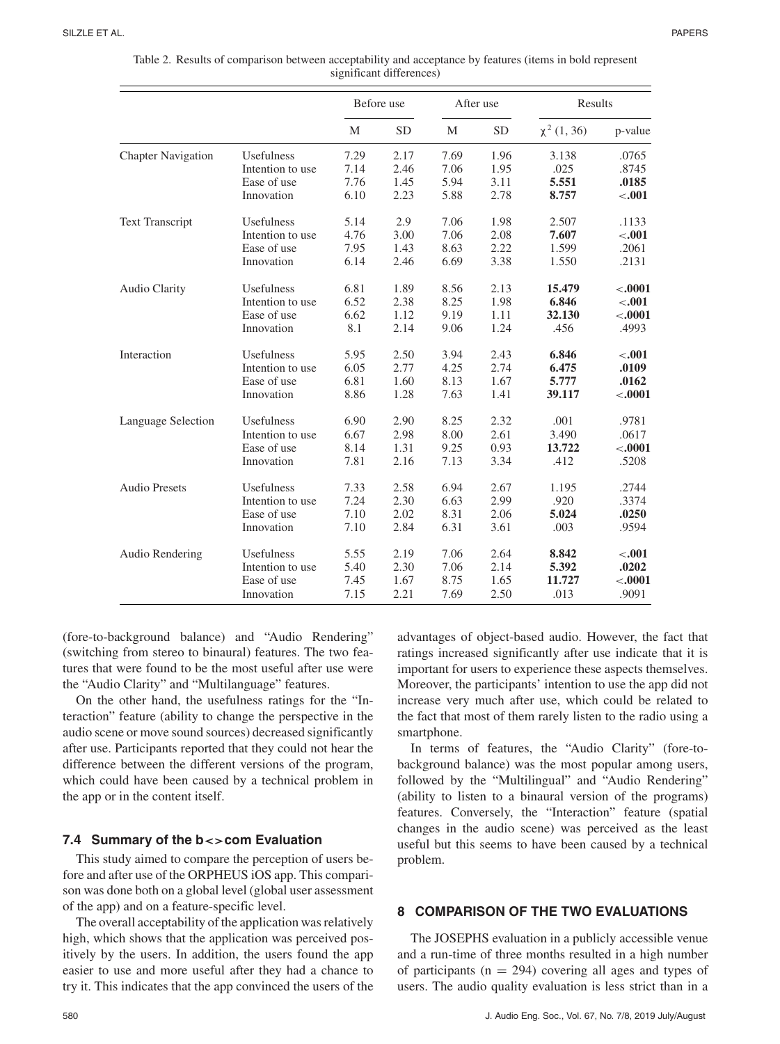Table 2. Results of comparison between acceptability and acceptance by features (items in bold represent significant differences)

| | | Before use | | After use | | Results | |
|---|---|---|---|---|---|---|---|
| | | M | SD | M | SD | $\chi^2$ (1, 36) | p-value |
| Chapter Navigation | Usefulness | 7.29 | 2.17 | 7.69 | 1.96 | 3.138 | .0765 |
| | Intention to use | 7.14 | 2.46 | 7.06 | 1.95 | .025 | .8745 |
| | Ease of use | 7.76 | 1.45 | 5.94 | 3.11 | **5.551** | **.0185** |
| | Innovation | 6.10 | 2.23 | 5.88 | 2.78 | **8.757** | **<.001** |
| Text Transcript | Usefulness | 5.14 | 2.9 | 7.06 | 1.98 | 2.507 | .1133 |
| | Intention to use | 4.76 | 3.00 | 7.06 | 2.08 | **7.607** | **<.001** |
| | Ease of use | 7.95 | 1.43 | 8.63 | 2.22 | 1.599 | .2061 |
| | Innovation | 6.14 | 2.46 | 6.69 | 3.38 | 1.550 | .2131 |
| Audio Clarity | Usefulness | 6.81 | 1.89 | 8.56 | 2.13 | **15.479** | **<.0001** |
| | Intention to use | 6.52 | 2.38 | 8.25 | 1.98 | **6.846** | **<.001** |
| | Ease of use | 6.62 | 1.12 | 9.19 | 1.11 | **32.130** | **<.0001** |
| | Innovation | 8.1 | 2.14 | 9.06 | 1.24 | .456 | .4993 |
| Interaction | Usefulness | 5.95 | 2.50 | 3.94 | 2.43 | **6.846** | **<.001** |
| | Intention to use | 6.05 | 2.77 | 4.25 | 2.74 | **6.475** | **.0109** |
| | Ease of use | 6.81 | 1.60 | 8.13 | 1.67 | **5.777** | **.0162** |
| | Innovation | 8.86 | 1.28 | 7.63 | 1.41 | **39.117** | **<.0001** |
| Language Selection | Usefulness | 6.90 | 2.90 | 8.25 | 2.32 | .001 | .9781 |
| | Intention to use | 6.67 | 2.98 | 8.00 | 2.61 | 3.490 | .0617 |
| | Ease of use | 8.14 | 1.31 | 9.25 | 0.93 | **13.722** | **<.0001** |
| | Innovation | 7.81 | 2.16 | 7.13 | 3.34 | .412 | .5208 |
| Audio Presets | Usefulness | 7.33 | 2.58 | 6.94 | 2.67 | 1.195 | .2744 |
| | Intention to use | 7.24 | 2.30 | 6.63 | 2.99 | .920 | .3374 |
| | Ease of use | 7.10 | 2.02 | 8.31 | 2.06 | **5.024** | **.0250** |
| | Innovation | 7.10 | 2.84 | 6.31 | 3.61 | .003 | .9594 |
| Audio Rendering | Usefulness | 5.55 | 2.19 | 7.06 | 2.64 | **8.842** | **<.001** |
| | Intention to use | 5.40 | 2.30 | 7.06 | 2.14 | **5.392** | **.0202** |
| | Ease of use | 7.45 | 1.67 | 8.75 | 1.65 | **11.727** | **<.0001** |
| | Innovation | 7.15 | 2.21 | 7.69 | 2.50 | .013 | .9091 |

(fore-to-background balance) and "Audio Rendering" (switching from stereo to binaural) features. The two features that were found to be the most useful after use were the "Audio Clarity" and "Multilanguage" features.

On the other hand, the usefulness ratings for the "Interaction" feature (ability to change the perspective in the audio scene or move sound sources) decreased significantly after use. Participants reported that they could not hear the difference between the different versions of the program, which could have been caused by a technical problem in the app or in the content itself.

### 7.4 Summary of the b<>com Evaluation

This study aimed to compare the perception of users before and after use of the ORPHEUS iOS app. This comparison was done both on a global level (global user assessment of the app) and on a feature-specific level.

The overall acceptability of the application was relatively high, which shows that the application was perceived positively by the users. In addition, the users found the app easier to use and more useful after they had a chance to try it. This indicates that the app convinced the users of the advantages of object-based audio. However, the fact that ratings increased significantly after use indicate that it is important for users to experience these aspects themselves. Moreover, the participants' intention to use the app did not increase very much after use, which could be related to the fact that most of them rarely listen to the radio using a smartphone.

In terms of features, the "Audio Clarity" (fore-to-background balance) was the most popular among users, followed by the "Multilingual" and "Audio Rendering" (ability to listen to a binaural version of the programs) features. Conversely, the "Interaction" feature (spatial changes in the audio scene) was perceived as the least useful but this seems to have been caused by a technical problem.

## 8 COMPARISON OF THE TWO EVALUATIONS

The JOSEPHS evaluation in a publicly accessible venue and a run-time of three months resulted in a high number of participants (n = 294) covering all ages and types of users. The audio quality evaluation is less strict than in a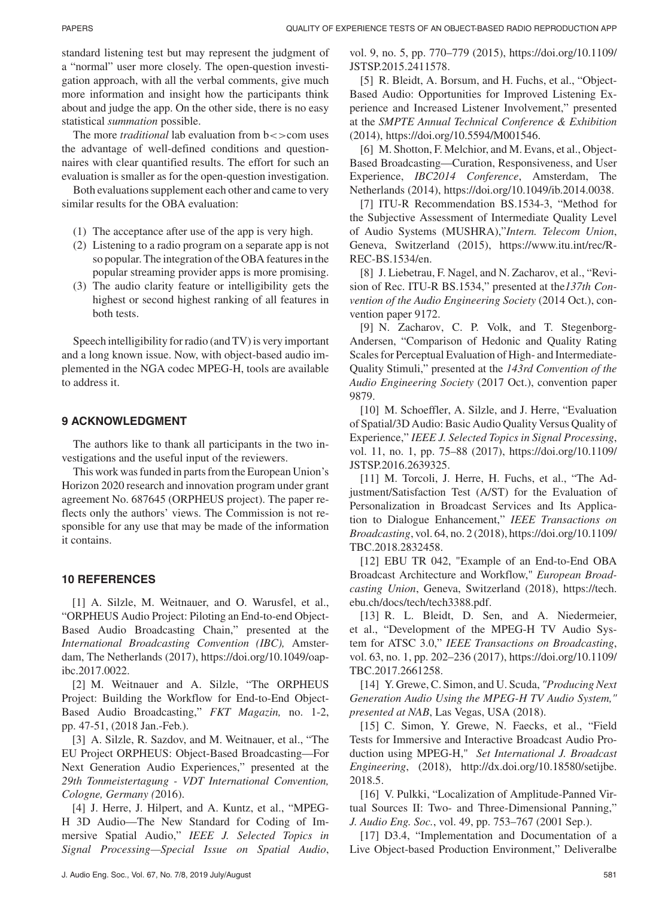standard listening test but may represent the judgment of a "normal" user more closely. The open-question investigation approach, with all the verbal comments, give much more information and insight how the participants think about and judge the app. On the other side, there is no easy statistical *summation* possible.

The more *traditional* lab evaluation from b<>com uses the advantage of well-defined conditions and questionnaires with clear quantified results. The effort for such an evaluation is smaller as for the open-question investigation.

Both evaluations supplement each other and came to very similar results for the OBA evaluation:

(1) The acceptance after use of the app is very high.
(2) Listening to a radio program on a separate app is not so popular. The integration of the OBA features in the popular streaming provider apps is more promising.
(3) The audio clarity feature or intelligibility gets the highest or second highest ranking of all features in both tests.

Speech intelligibility for radio (and TV) is very important and a long known issue. Now, with object-based audio implemented in the NGA codec MPEG-H, tools are available to address it.

## 9 ACKNOWLEDGMENT

The authors like to thank all participants in the two investigations and the useful input of the reviewers.

This work was funded in parts from the European Union's Horizon 2020 research and innovation program under grant agreement No. 687645 (ORPHEUS project). The paper reflects only the authors' views. The Commission is not responsible for any use that may be made of the information it contains.

## 10 REFERENCES

[1] A. Silzle, M. Weitnauer, and O. Warusfel, et al., "ORPHEUS Audio Project: Piloting an End-to-end Object-Based Audio Broadcasting Chain," presented at the *International Broadcasting Convention (IBC),* Amsterdam, The Netherlands (2017), https://doi.org/10.1049/oap-ibc.2017.0022.

[2] M. Weitnauer and A. Silzle, "The ORPHEUS Project: Building the Workflow for End-to-End Object-Based Audio Broadcasting," *FKT Magazin,* no. 1-2, pp. 47-51, (2018 Jan.-Feb.).

[3] A. Silzle, R. Sazdov, and M. Weitnauer, et al., "The EU Project ORPHEUS: Object-Based Broadcasting—For Next Generation Audio Experiences," presented at the *29th Tonmeistertagung - VDT International Convention, Cologne, Germany (*2016).

[4] J. Herre, J. Hilpert, and A. Kuntz, et al., "MPEG-H 3D Audio—The New Standard for Coding of Immersive Spatial Audio," *IEEE J. Selected Topics in Signal Processing—Special Issue on Spatial Audio*, vol. 9, no. 5, pp. 770–779 (2015), https://doi.org/10.1109/JSTSP.2015.2411578.

[5] R. Bleidt, A. Borsum, and H. Fuchs, et al., "Object-Based Audio: Opportunities for Improved Listening Experience and Increased Listener Involvement," presented at the *SMPTE Annual Technical Conference & Exhibition* (2014), https://doi.org/10.5594/M001546.

[6] M. Shotton, F. Melchior, and M. Evans, et al., Object-Based Broadcasting—Curation, Responsiveness, and User Experience, *IBC2014 Conference*, Amsterdam, The Netherlands (2014), https://doi.org/10.1049/ib.2014.0038.

[7] ITU-R Recommendation BS.1534-3, "Method for the Subjective Assessment of Intermediate Quality Level of Audio Systems (MUSHRA),"*Intern. Telecom Union*, Geneva, Switzerland (2015), https://www.itu.int/rec/R-REC-BS.1534/en.

[8] J. Liebetrau, F. Nagel, and N. Zacharov, et al., "Revision of Rec. ITU-R BS.1534," presented at the*137th Convention of the Audio Engineering Society* (2014 Oct.), convention paper 9172.

[9] N. Zacharov, C. P. Volk, and T. Stegenborg-Andersen, "Comparison of Hedonic and Quality Rating Scales for Perceptual Evaluation of High- and Intermediate-Quality Stimuli," presented at the *143rd Convention of the Audio Engineering Society* (2017 Oct.), convention paper 9879.

[10] M. Schoeffler, A. Silzle, and J. Herre, "Evaluation of Spatial/3D Audio: Basic Audio Quality Versus Quality of Experience," *IEEE J. Selected Topics in Signal Processing*, vol. 11, no. 1, pp. 75–88 (2017), https://doi.org/10.1109/JSTSP.2016.2639325.

[11] M. Torcoli, J. Herre, H. Fuchs, et al., "The Adjustment/Satisfaction Test (A/ST) for the Evaluation of Personalization in Broadcast Services and Its Application to Dialogue Enhancement," *IEEE Transactions on Broadcasting*, vol. 64, no. 2 (2018), https://doi.org/10.1109/TBC.2018.2832458.

[12] EBU TR 042, "Example of an End-to-End OBA Broadcast Architecture and Workflow," *European Broadcasting Union*, Geneva, Switzerland (2018), https://tech.ebu.ch/docs/tech/tech3388.pdf.

[13] R. L. Bleidt, D. Sen, and A. Niedermeier, et al., "Development of the MPEG-H TV Audio System for ATSC 3.0," *IEEE Transactions on Broadcasting*, vol. 63, no. 1, pp. 202–236 (2017), https://doi.org/10.1109/TBC.2017.2661258.

[14] Y. Grewe, C. Simon, and U. Scuda, *"Producing Next Generation Audio Using the MPEG-H TV Audio System," presented at NAB*, Las Vegas, USA (2018).

[15] C. Simon, Y. Grewe, N. Faecks, et al., "Field Tests for Immersive and Interactive Broadcast Audio Production using MPEG-H," *Set International J. Broadcast Engineering*, (2018), http://dx.doi.org/10.18580/setijbe.2018.5.

[16] V. Pulkki, "Localization of Amplitude-Panned Virtual Sources II: Two- and Three-Dimensional Panning," *J. Audio Eng. Soc.*, vol. 49, pp. 753–767 (2001 Sep.).

[17] D3.4, "Implementation and Documentation of a Live Object-based Production Environment," Deliveralbe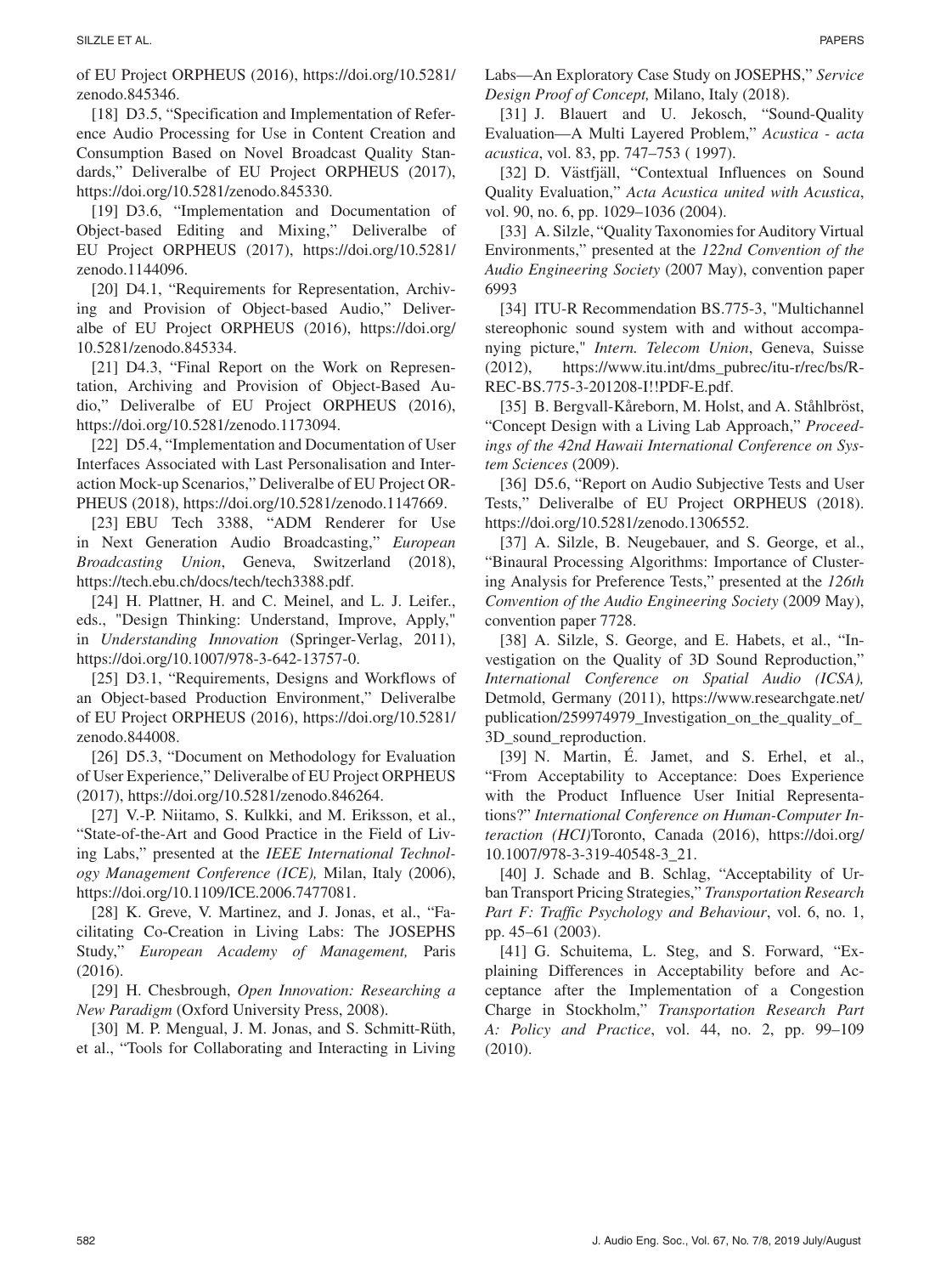of EU Project ORPHEUS (2016), https://doi.org/10.5281/zenodo.845346.

[18] D3.5, "Specification and Implementation of Reference Audio Processing for Use in Content Creation and Consumption Based on Novel Broadcast Quality Standards," Deliveralbe of EU Project ORPHEUS (2017), https://doi.org/10.5281/zenodo.845330.

[19] D3.6, "Implementation and Documentation of Object-based Editing and Mixing," Deliveralbe of EU Project ORPHEUS (2017), https://doi.org/10.5281/zenodo.1144096.

[20] D4.1, "Requirements for Representation, Archiving and Provision of Object-based Audio," Deliveralbe of EU Project ORPHEUS (2016), https://doi.org/10.5281/zenodo.845334.

[21] D4.3, "Final Report on the Work on Representation, Archiving and Provision of Object-Based Audio," Deliveralbe of EU Project ORPHEUS (2016), https://doi.org/10.5281/zenodo.1173094.

[22] D5.4, "Implementation and Documentation of User Interfaces Associated with Last Personalisation and Interaction Mock-up Scenarios," Deliveralbe of EU Project ORPHEUS (2018), https://doi.org/10.5281/zenodo.1147669.

[23] EBU Tech 3388, "ADM Renderer for Use in Next Generation Audio Broadcasting," *European Broadcasting Union*, Geneva, Switzerland (2018), https://tech.ebu.ch/docs/tech/tech3388.pdf.

[24] H. Plattner, H. and C. Meinel, and L. J. Leifer., eds., "Design Thinking: Understand, Improve, Apply," in *Understanding Innovation* (Springer-Verlag, 2011), https://doi.org/10.1007/978-3-642-13757-0.

[25] D3.1, "Requirements, Designs and Workflows of an Object-based Production Environment," Deliveralbe of EU Project ORPHEUS (2016), https://doi.org/10.5281/zenodo.844008.

[26] D5.3, "Document on Methodology for Evaluation of User Experience," Deliveralbe of EU Project ORPHEUS (2017), https://doi.org/10.5281/zenodo.846264.

[27] V.-P. Niitamo, S. Kulkki, and M. Eriksson, et al., "State-of-the-Art and Good Practice in the Field of Living Labs," presented at the *IEEE International Technology Management Conference (ICE),* Milan, Italy (2006), https://doi.org/10.1109/ICE.2006.7477081.

[28] K. Greve, V. Martinez, and J. Jonas, et al., "Facilitating Co-Creation in Living Labs: The JOSEPHS Study," *European Academy of Management,* Paris (2016).

[29] H. Chesbrough, *Open Innovation: Researching a New Paradigm* (Oxford University Press, 2008).

[30] M. P. Mengual, J. M. Jonas, and S. Schmitt-Rüth, et al., "Tools for Collaborating and Interacting in Living Labs—An Exploratory Case Study on JOSEPHS," *Service Design Proof of Concept,* Milano, Italy (2018).

[31] J. Blauert and U. Jekosch, "Sound-Quality Evaluation—A Multi Layered Problem," *Acustica - acta acustica*, vol. 83, pp. 747–753 ( 1997).

[32] D. Västfjäll, "Contextual Influences on Sound Quality Evaluation," *Acta Acustica united with Acustica*, vol. 90, no. 6, pp. 1029–1036 (2004).

[33] A. Silzle, "Quality Taxonomies for Auditory Virtual Environments," presented at the *122nd Convention of the Audio Engineering Society* (2007 May), convention paper 6993

[34] ITU-R Recommendation BS.775-3, "Multichannel stereophonic sound system with and without accompanying picture," *Intern. Telecom Union*, Geneva, Suisse (2012), https://www.itu.int/dms_pubrec/itu-r/rec/bs/R-REC-BS.775-3-201208-I!!PDF-E.pdf.

[35] B. Bergvall-Kåreborn, M. Holst, and A. Ståhlbröst, "Concept Design with a Living Lab Approach," *Proceedings of the 42nd Hawaii International Conference on System Sciences* (2009).

[36] D5.6, "Report on Audio Subjective Tests and User Tests," Deliveralbe of EU Project ORPHEUS (2018). https://doi.org/10.5281/zenodo.1306552.

[37] A. Silzle, B. Neugebauer, and S. George, et al., "Binaural Processing Algorithms: Importance of Clustering Analysis for Preference Tests," presented at the *126th Convention of the Audio Engineering Society* (2009 May), convention paper 7728.

[38] A. Silzle, S. George, and E. Habets, et al., "Investigation on the Quality of 3D Sound Reproduction," *International Conference on Spatial Audio (ICSA),* Detmold, Germany (2011), https://www.researchgate.net/publication/259974979_Investigation_on_the_quality_of_3D_sound_reproduction.

[39] N. Martin, É. Jamet, and S. Erhel, et al., "From Acceptability to Acceptance: Does Experience with the Product Influence User Initial Representations?" *International Conference on Human-Computer Interaction (HCI)*Toronto, Canada (2016), https://doi.org/10.1007/978-3-319-40548-3_21.

[40] J. Schade and B. Schlag, "Acceptability of Urban Transport Pricing Strategies," *Transportation Research Part F: Traffic Psychology and Behaviour*, vol. 6, no. 1, pp. 45–61 (2003).

[41] G. Schuitema, L. Steg, and S. Forward, "Explaining Differences in Acceptability before and Acceptance after the Implementation of a Congestion Charge in Stockholm," *Transportation Research Part A: Policy and Practice*, vol. 44, no. 2, pp. 99–109 (2010).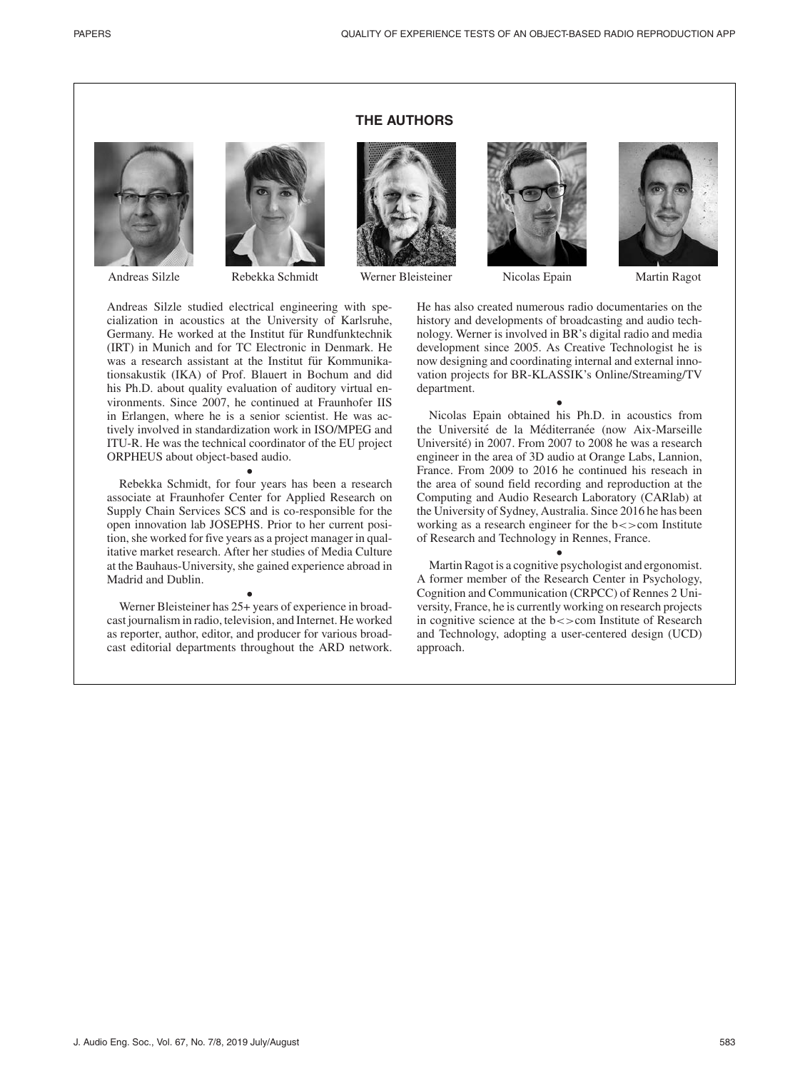## THE AUTHORS

Andreas Silzle    Rebekka Schmidt    Werner Bleisteiner    Nicolas Epain    Martin Ragot

Andreas Silzle studied electrical engineering with specialization in acoustics at the University of Karlsruhe, Germany. He worked at the Institut für Rundfunktechnik (IRT) in Munich and for TC Electronic in Denmark. He was a research assistant at the Institut für Kommunikationsakustik (IKA) of Prof. Blauert in Bochum and did his Ph.D. about quality evaluation of auditory virtual environments. Since 2007, he continued at Fraunhofer IIS in Erlangen, where he is a senior scientist. He was actively involved in standardization work in ISO/MPEG and ITU-R. He was the technical coordinator of the EU project ORPHEUS about object-based audio.

•

Rebekka Schmidt, for four years has been a research associate at Fraunhofer Center for Applied Research on Supply Chain Services SCS and is co-responsible for the open innovation lab JOSEPHS. Prior to her current position, she worked for five years as a project manager in qualitative market research. After her studies of Media Culture at the Bauhaus-University, she gained experience abroad in Madrid and Dublin.

•

Werner Bleisteiner has 25+ years of experience in broadcast journalism in radio, television, and Internet. He worked as reporter, author, editor, and producer for various broadcast editorial departments throughout the ARD network. He has also created numerous radio documentaries on the history and developments of broadcasting and audio technology. Werner is involved in BR's digital radio and media development since 2005. As Creative Technologist he is now designing and coordinating internal and external innovation projects for BR-KLASSIK's Online/Streaming/TV department.

•

Nicolas Epain obtained his Ph.D. in acoustics from the Université de la Méditerranée (now Aix-Marseille Université) in 2007. From 2007 to 2008 he was a research engineer in the area of 3D audio at Orange Labs, Lannion, France. From 2009 to 2016 he continued his reseach in the area of sound field recording and reproduction at the Computing and Audio Research Laboratory (CARlab) at the University of Sydney, Australia. Since 2016 he has been working as a research engineer for the b<>com Institute of Research and Technology in Rennes, France.

•

Martin Ragot is a cognitive psychologist and ergonomist. A former member of the Research Center in Psychology, Cognition and Communication (CRPCC) of Rennes 2 University, France, he is currently working on research projects in cognitive science at the b<>com Institute of Research and Technology, adopting a user-centered design (UCD) approach.